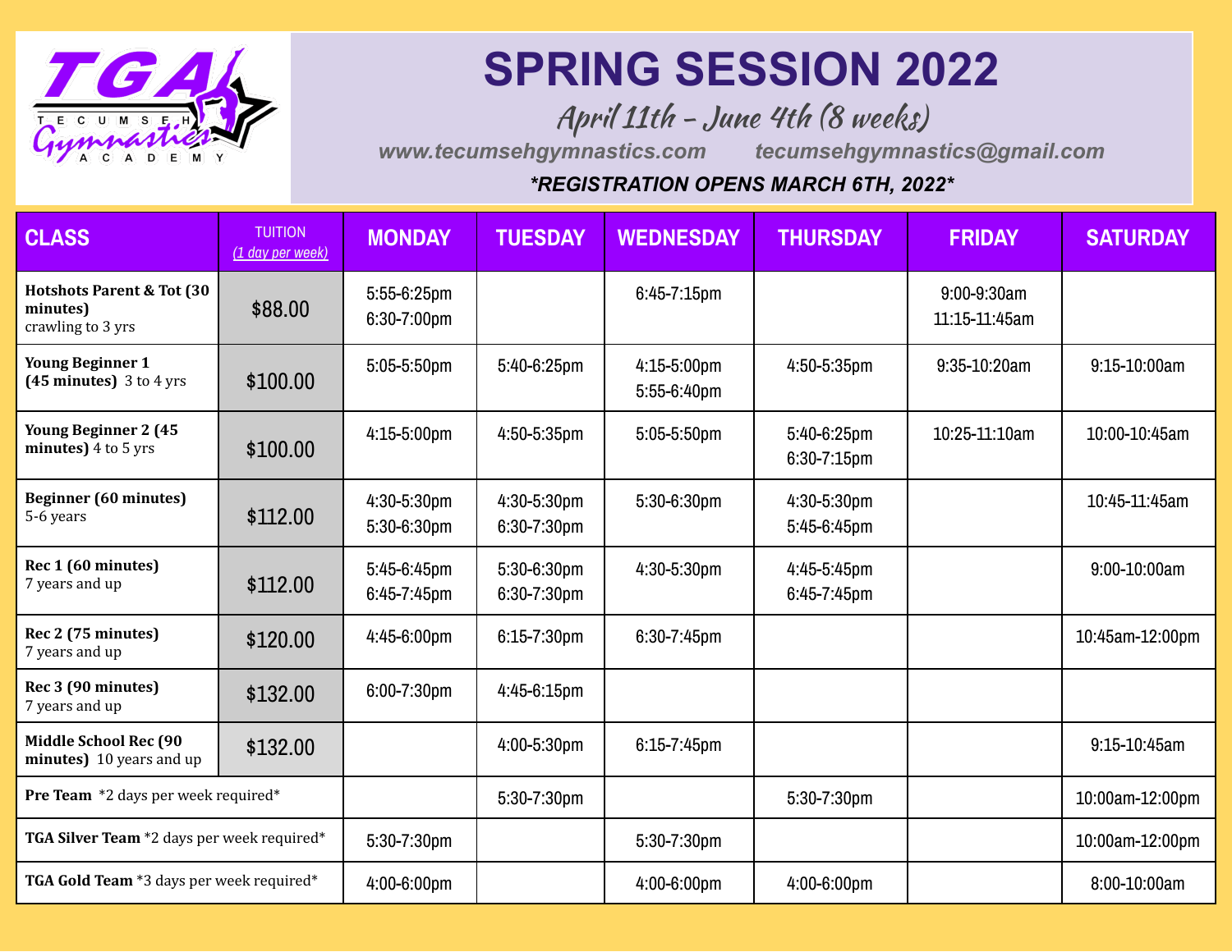TGA Tecumseh Gymnastics Academy

# SPRING SESSION 2022

## April 11th – June 4th (8 weeks)

www.tecumsehgymnastics.com tecumsehgymnastics@gmail.com

***REGISTRATION OPENS MARCH 6TH, 2022***

| CLASS | TUITION (1 day per week) | MONDAY | TUESDAY | WEDNESDAY | THURSDAY | FRIDAY | SATURDAY |
|---|---|---|---|---|---|---|---|
| **Hotshots Parent & Tot (30 minutes)** crawling to 3 yrs | $88.00 | 5:55-6:25pm<br>6:30-7:00pm | | 6:45-7:15pm | | 9:00-9:30am<br>11:15-11:45am | |
| **Young Beginner 1 (45 minutes)** 3 to 4 yrs | $100.00 | 5:05-5:50pm | 5:40-6:25pm | 4:15-5:00pm<br>5:55-6:40pm | 4:50-5:35pm | 9:35-10:20am | 9:15-10:00am |
| **Young Beginner 2 (45 minutes)** 4 to 5 yrs | $100.00 | 4:15-5:00pm | 4:50-5:35pm | 5:05-5:50pm | 5:40-6:25pm<br>6:30-7:15pm | 10:25-11:10am | 10:00-10:45am |
| **Beginner (60 minutes)** 5-6 years | $112.00 | 4:30-5:30pm<br>5:30-6:30pm | 4:30-5:30pm<br>6:30-7:30pm | 5:30-6:30pm | 4:30-5:30pm<br>5:45-6:45pm | | 10:45-11:45am |
| **Rec 1 (60 minutes)** 7 years and up | $112.00 | 5:45-6:45pm<br>6:45-7:45pm | 5:30-6:30pm<br>6:30-7:30pm | 4:30-5:30pm | 4:45-5:45pm<br>6:45-7:45pm | | 9:00-10:00am |
| **Rec 2 (75 minutes)** 7 years and up | $120.00 | 4:45-6:00pm | 6:15-7:30pm | 6:30-7:45pm | | | 10:45am-12:00pm |
| **Rec 3 (90 minutes)** 7 years and up | $132.00 | 6:00-7:30pm | 4:45-6:15pm | | | | |
| **Middle School Rec (90 minutes)** 10 years and up | $132.00 | | 4:00-5:30pm | 6:15-7:45pm | | | 9:15-10:45am |
| **Pre Team** *2 days per week required* | | | 5:30-7:30pm | | 5:30-7:30pm | | 10:00am-12:00pm |
| **TGA Silver Team** *2 days per week required* | | 5:30-7:30pm | | 5:30-7:30pm | | | 10:00am-12:00pm |
| **TGA Gold Team** *3 days per week required* | | 4:00-6:00pm | | 4:00-6:00pm | 4:00-6:00pm | | 8:00-10:00am |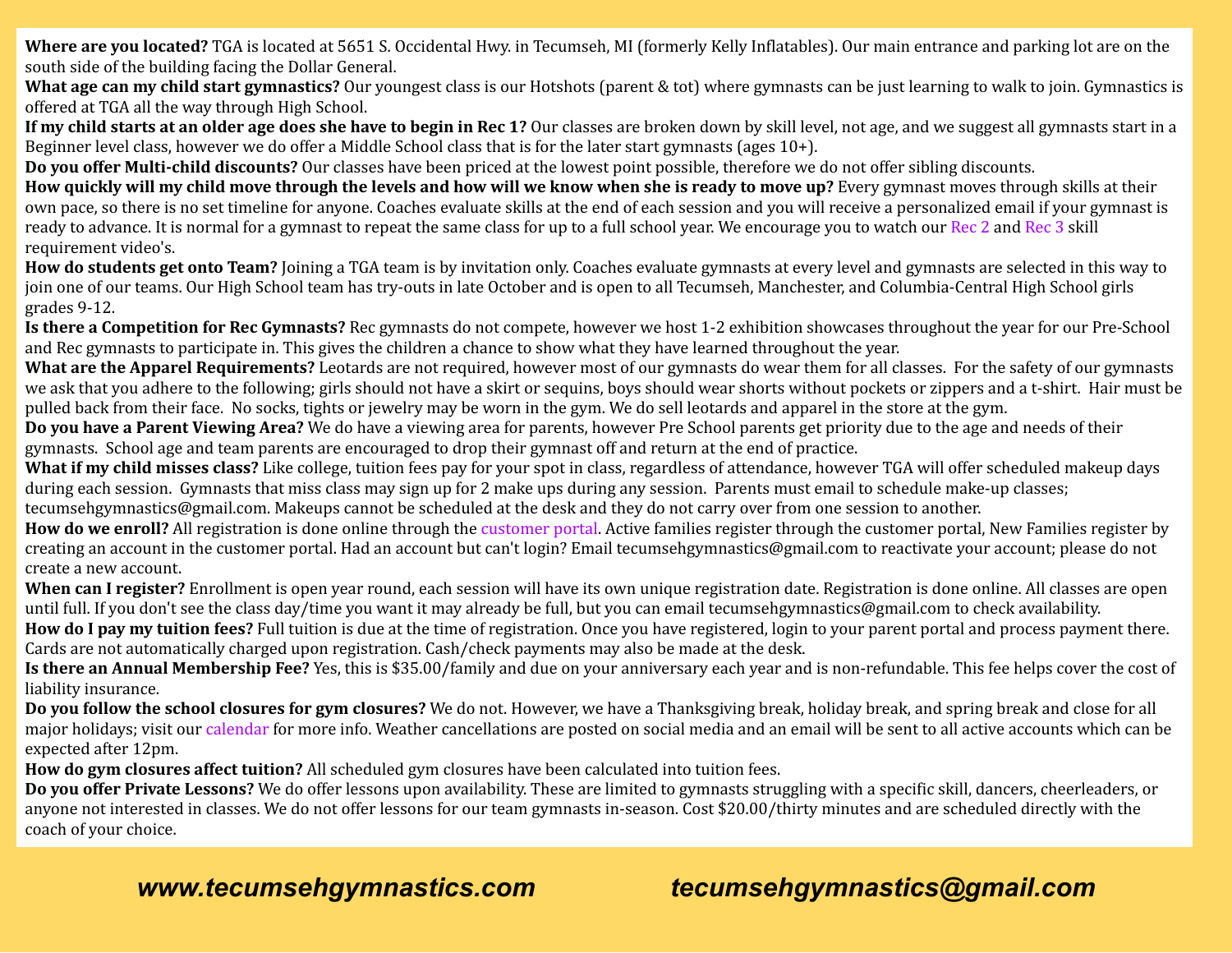**Where are you located?** TGA is located at 5651 S. Occidental Hwy. in Tecumseh, MI (formerly Kelly Inflatables). Our main entrance and parking lot are on the south side of the building facing the Dollar General.

**What age can my child start gymnastics?** Our youngest class is our Hotshots (parent & tot) where gymnasts can be just learning to walk to join. Gymnastics is offered at TGA all the way through High School.

**If my child starts at an older age does she have to begin in Rec 1?** Our classes are broken down by skill level, not age, and we suggest all gymnasts start in a Beginner level class, however we do offer a Middle School class that is for the later start gymnasts (ages 10+).

**Do you offer Multi-child discounts?** Our classes have been priced at the lowest point possible, therefore we do not offer sibling discounts.

**How quickly will my child move through the levels and how will we know when she is ready to move up?** Every gymnast moves through skills at their own pace, so there is no set timeline for anyone. Coaches evaluate skills at the end of each session and you will receive a personalized email if your gymnast is ready to advance. It is normal for a gymnast to repeat the same class for up to a full school year. We encourage you to watch our Rec 2 and Rec 3 skill requirement video's.

**How do students get onto Team?** Joining a TGA team is by invitation only. Coaches evaluate gymnasts at every level and gymnasts are selected in this way to join one of our teams. Our High School team has try-outs in late October and is open to all Tecumseh, Manchester, and Columbia-Central High School girls grades 9-12.

**Is there a Competition for Rec Gymnasts?** Rec gymnasts do not compete, however we host 1-2 exhibition showcases throughout the year for our Pre-School and Rec gymnasts to participate in. This gives the children a chance to show what they have learned throughout the year.

**What are the Apparel Requirements?** Leotards are not required, however most of our gymnasts do wear them for all classes. For the safety of our gymnasts we ask that you adhere to the following; girls should not have a skirt or sequins, boys should wear shorts without pockets or zippers and a t-shirt. Hair must be pulled back from their face. No socks, tights or jewelry may be worn in the gym. We do sell leotards and apparel in the store at the gym.

**Do you have a Parent Viewing Area?** We do have a viewing area for parents, however Pre School parents get priority due to the age and needs of their gymnasts. School age and team parents are encouraged to drop their gymnast off and return at the end of practice.

**What if my child misses class?** Like college, tuition fees pay for your spot in class, regardless of attendance, however TGA will offer scheduled makeup days during each session. Gymnasts that miss class may sign up for 2 make ups during any session. Parents must email to schedule make-up classes; tecumsehgymnastics@gmail.com. Makeups cannot be scheduled at the desk and they do not carry over from one session to another.

**How do we enroll?** All registration is done online through the customer portal. Active families register through the customer portal, New Families register by creating an account in the customer portal. Had an account but can't login? Email tecumsehgymnastics@gmail.com to reactivate your account; please do not create a new account.

**When can I register?** Enrollment is open year round, each session will have its own unique registration date. Registration is done online. All classes are open until full. If you don't see the class day/time you want it may already be full, but you can email tecumsehgymnastics@gmail.com to check availability.

**How do I pay my tuition fees?** Full tuition is due at the time of registration. Once you have registered, login to your parent portal and process payment there. Cards are not automatically charged upon registration. Cash/check payments may also be made at the desk.

**Is there an Annual Membership Fee?** Yes, this is $35.00/family and due on your anniversary each year and is non-refundable. This fee helps cover the cost of liability insurance.

**Do you follow the school closures for gym closures?** We do not. However, we have a Thanksgiving break, holiday break, and spring break and close for all major holidays; visit our calendar for more info. Weather cancellations are posted on social media and an email will be sent to all active accounts which can be expected after 12pm.

**How do gym closures affect tuition?** All scheduled gym closures have been calculated into tuition fees.

**Do you offer Private Lessons?** We do offer lessons upon availability. These are limited to gymnasts struggling with a specific skill, dancers, cheerleaders, or anyone not interested in classes. We do not offer lessons for our team gymnasts in-season. Cost $20.00/thirty minutes and are scheduled directly with the coach of your choice.

***www.tecumsehgymnastics.com*** ***tecumsehgymnastics@gmail.com***